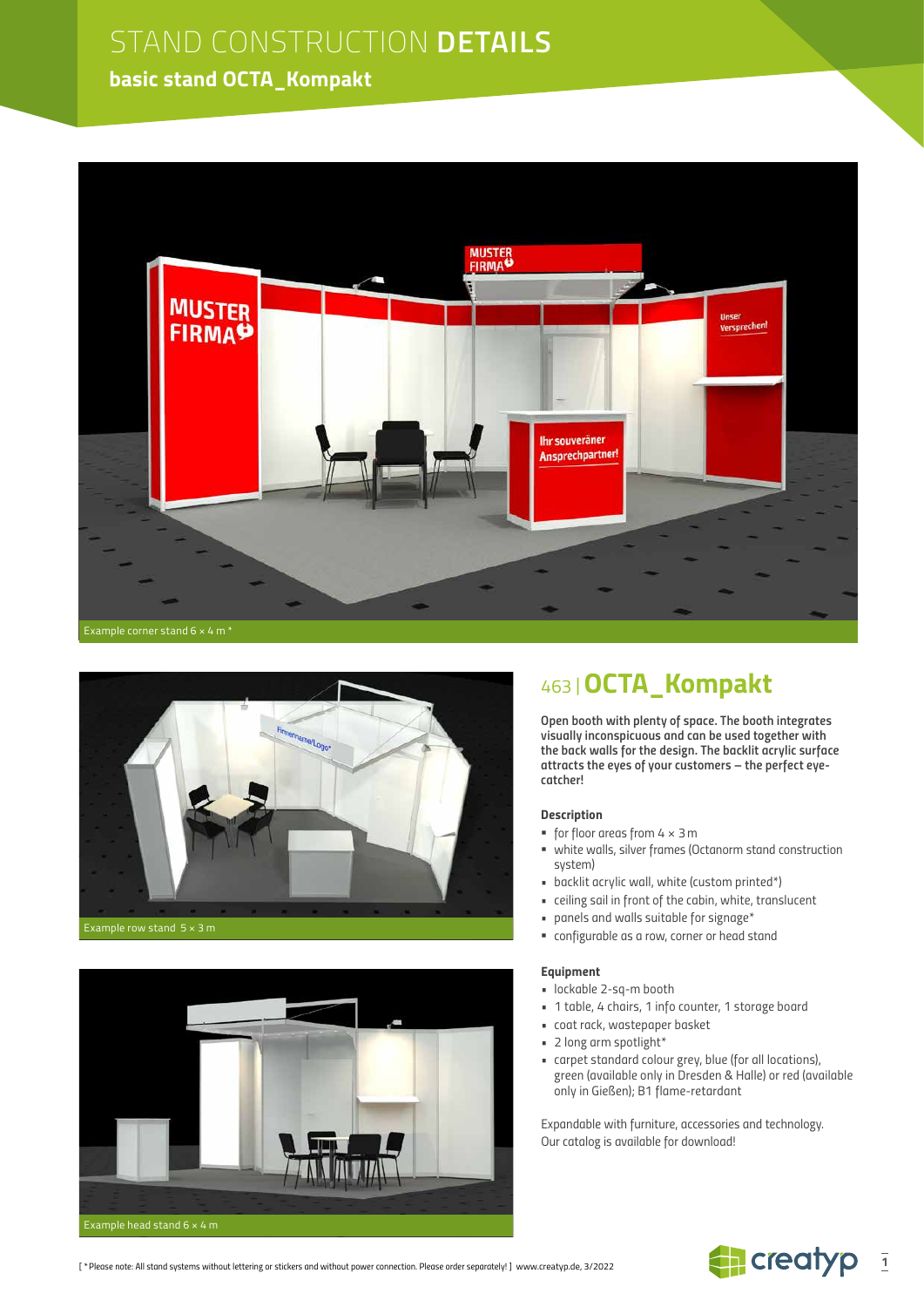# STAND CONSTRUCTION **DETAILS**

## basic stand OCTA_Kompakt

Example corner stand 6 × 4 m *

Example row stand 5 × 3 m

Example head stand 6 × 4 m

## 463 | **OCTA_Kompakt**

**Open booth with plenty of space. The booth integrates visually inconspicuous and can be used together with the back walls for the design. The backlit acrylic surface attracts the eyes of your customers – the perfect eye-catcher!**

### Description

- for floor areas from 4 × 3 m
- white walls, silver frames (Octanorm stand construction system)
- backlit acrylic wall, white (custom printed*)
- ceiling sail in front of the cabin, white, translucent
- panels and walls suitable for signage*
- configurable as a row, corner or head stand

### Equipment

- lockable 2-sq-m booth
- 1 table, 4 chairs, 1 info counter, 1 storage board
- coat rack, wastepaper basket
- 2 long arm spotlight*
- carpet standard colour grey, blue (for all locations), green (available only in Dresden & Halle) or red (available only in Gießen); B1 flame-retardant

Expandable with furniture, accessories and technology. Our catalog is available for download!

[ *Please note: All stand systems without lettering or stickers and without power connection. Please order separately! ] www.creatyp.de, 3/2022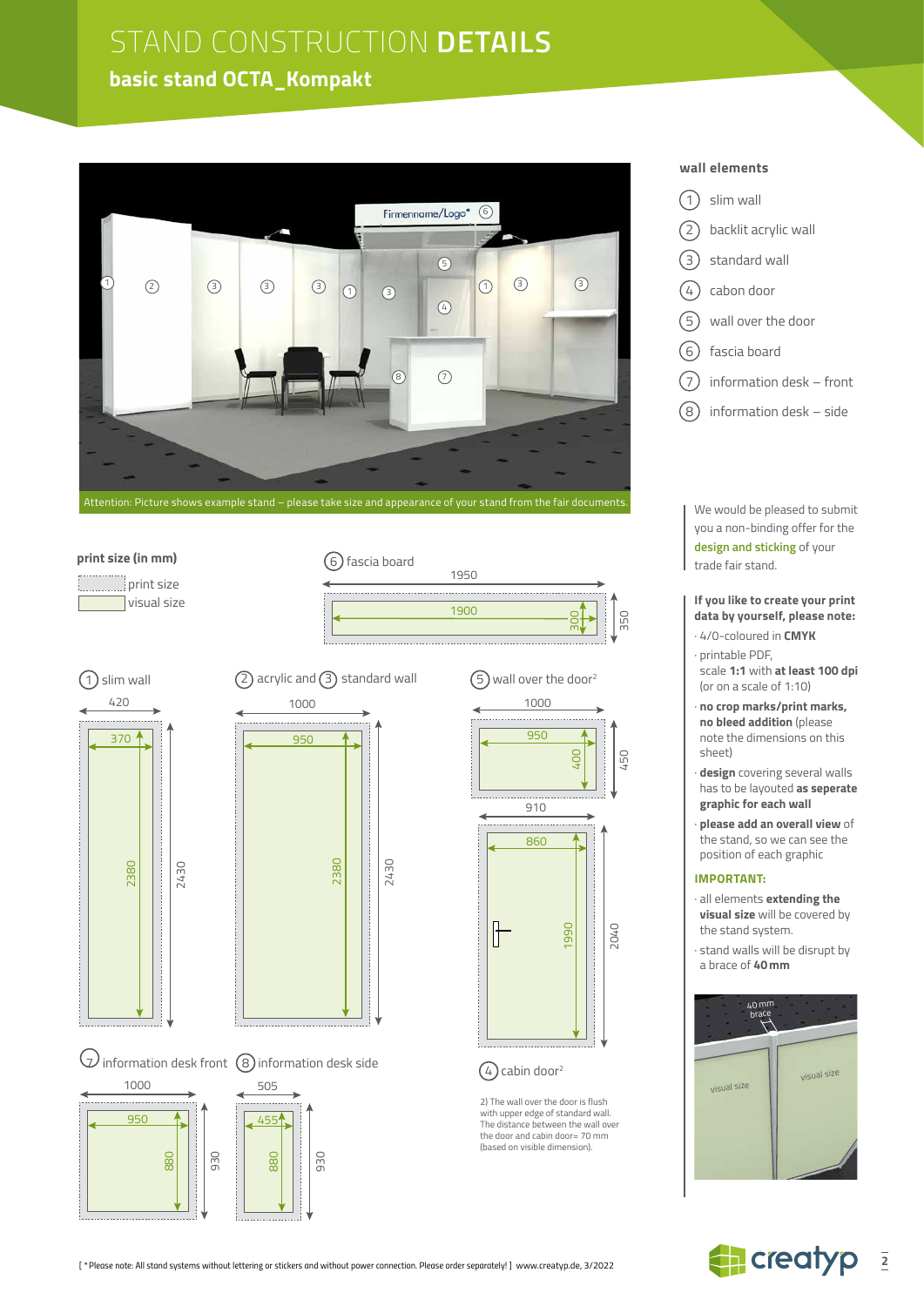# STAND CONSTRUCTION DETAILS

## basic stand OCTA_Kompakt

Attention: Picture shows example stand – please take size and appearance of your stand from the fair documents.

### wall elements

1. slim wall
2. backlit acrylic wall
3. standard wall
4. cabon door
5. wall over the door
6. fascia board
7. information desk – front
8. information desk – side

We would be pleased to submit you a non-binding offer for the **design and sticking** of your trade fair stand.

**If you like to create your print data by yourself, please note:**

- 4/0-coloured in **CMYK**
- printable PDF, scale **1:1** with **at least 100 dpi** (or on a scale of 1:10)
- **no crop marks/print marks, no bleed addition** (please note the dimensions on this sheet)
- **design** covering several walls has to be layouted **as seperate graphic for each wall**
- **please add an overall view** of the stand, so we can see the position of each graphic

**IMPORTANT:**

- all elements **extending the visual size** will be covered by the stand system.
- stand walls will be disrupt by a brace of **40 mm**

### print size (in mm)

| Element | print size (width × height) | visual size (width × height) |
|---|---|---|
| 6 fascia board | 1950 × 350 | 1900 × 300 |
| 1 slim wall | 420 × 2430 | 370 × 2380 |
| 2 acrylic and 3 standard wall | 1000 × 2430 | 950 × 2380 |
| 5 wall over the door[2] | 1000 × 450 | 950 × 400 |
| 4 cabin door[2] | 910 × 2040 | 860 × 1990 |
| 7 information desk front | 1000 × 930 | 950 × 880 |
| 8 information desk side | 505 × 930 | 455 × 880 |

2) The wall over the door is flush with upper edge of standard wall. The distance between the wall over the door and cabin door= 70 mm (based on visible dimension).

[ * Please note: All stand systems without lettering or stickers and without power connection. Please order separately! ] www.creatyp.de, 3/2022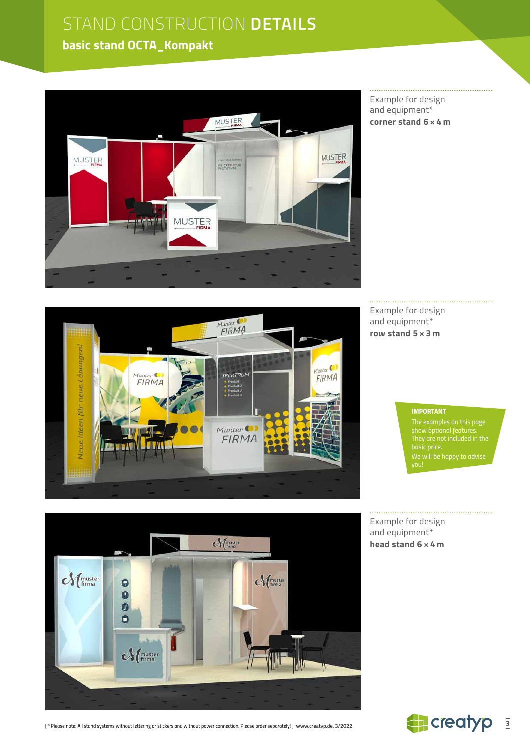# STAND CONSTRUCTION **DETAILS**

## basic stand OCTA_Kompakt

Example for design and equipment*
**corner stand 6 × 4 m**

Example for design and equipment*
**row stand 5 × 3 m**

**IMPORTANT**

The examples on this page show optional features. They are not included in the basic price.
We will be happy to advise you!

Example for design and equipment*
**head stand 6 × 4 m**

[ * Please note: All stand systems without lettering or stickers and without power connection. Please order separately! ] www.creatyp.de, 3/2022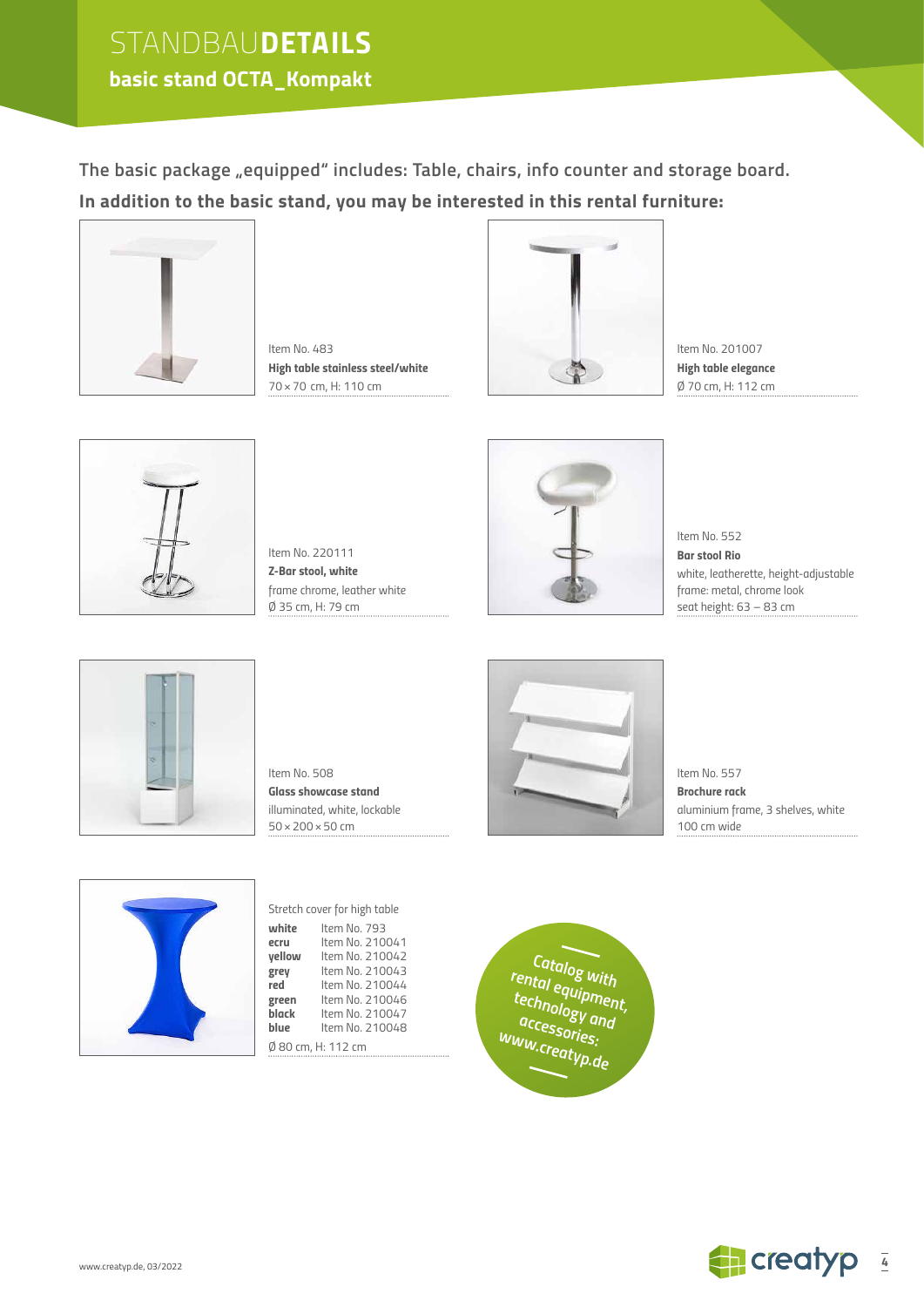# STANDBAU**DETAILS**

## basic stand OCTA_Kompakt

**The basic package „equipped" includes: Table, chairs, info counter and storage board.**

**In addition to the basic stand, you may be interested in this rental furniture:**

Item No. 483
**High table stainless steel/white**
70 × 70 cm, H: 110 cm

Item No. 201007
**High table elegance**
Ø 70 cm, H: 112 cm

Item No. 220111
**Z-Bar stool, white**
frame chrome, leather white
Ø 35 cm, H: 79 cm

Item No. 552
**Bar stool Rio**
white, leatherette, height-adjustable
frame: metal, chrome look
seat height: 63 – 83 cm

Item No. 508
**Glass showcase stand**
illuminated, white, lockable
50 × 200 × 50 cm

Item No. 557
**Brochure rack**
aluminium frame, 3 shelves, white
100 cm wide

Stretch cover for high table

| | |
|---|---|
| **white** | Item No. 793 |
| **ecru** | Item No. 210041 |
| **yellow** | Item No. 210042 |
| **grey** | Item No. 210043 |
| **red** | Item No. 210044 |
| **green** | Item No. 210046 |
| **black** | Item No. 210047 |
| **blue** | Item No. 210048 |

Ø 80 cm, H: 112 cm

*Catalog with rental equipment, technology and accessories: www.creatyp.de*

www.creatyp.de, 03/2022

creatyp